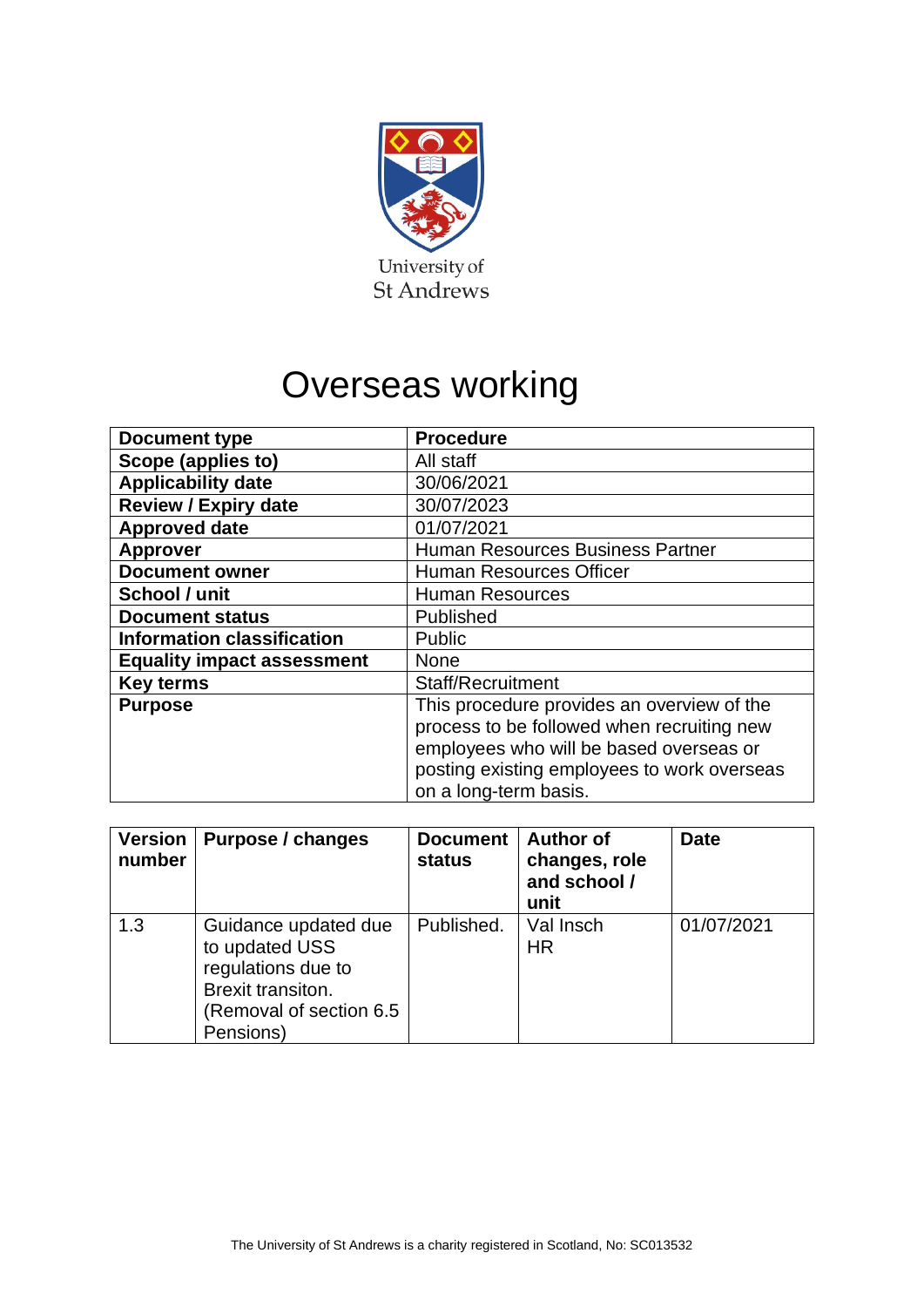University of
St Andrews

# Overseas working

| Document type | Procedure |
|---|---|
| Scope (applies to) | All staff |
| Applicability date | 30/06/2021 |
| Review / Expiry date | 30/07/2023 |
| Approved date | 01/07/2021 |
| Approver | Human Resources Business Partner |
| Document owner | Human Resources Officer |
| School / unit | Human Resources |
| Document status | Published |
| Information classification | Public |
| Equality impact assessment | None |
| Key terms | Staff/Recruitment |
| Purpose | This procedure provides an overview of the process to be followed when recruiting new employees who will be based overseas or posting existing employees to work overseas on a long-term basis. |

| Version number | Purpose / changes | Document status | Author of changes, role and school / unit | Date |
|---|---|---|---|---|
| 1.3 | Guidance updated due to updated USS regulations due to Brexit transiton. (Removal of section 6.5 Pensions) | Published. | Val Insch HR | 01/07/2021 |

The University of St Andrews is a charity registered in Scotland, No: SC013532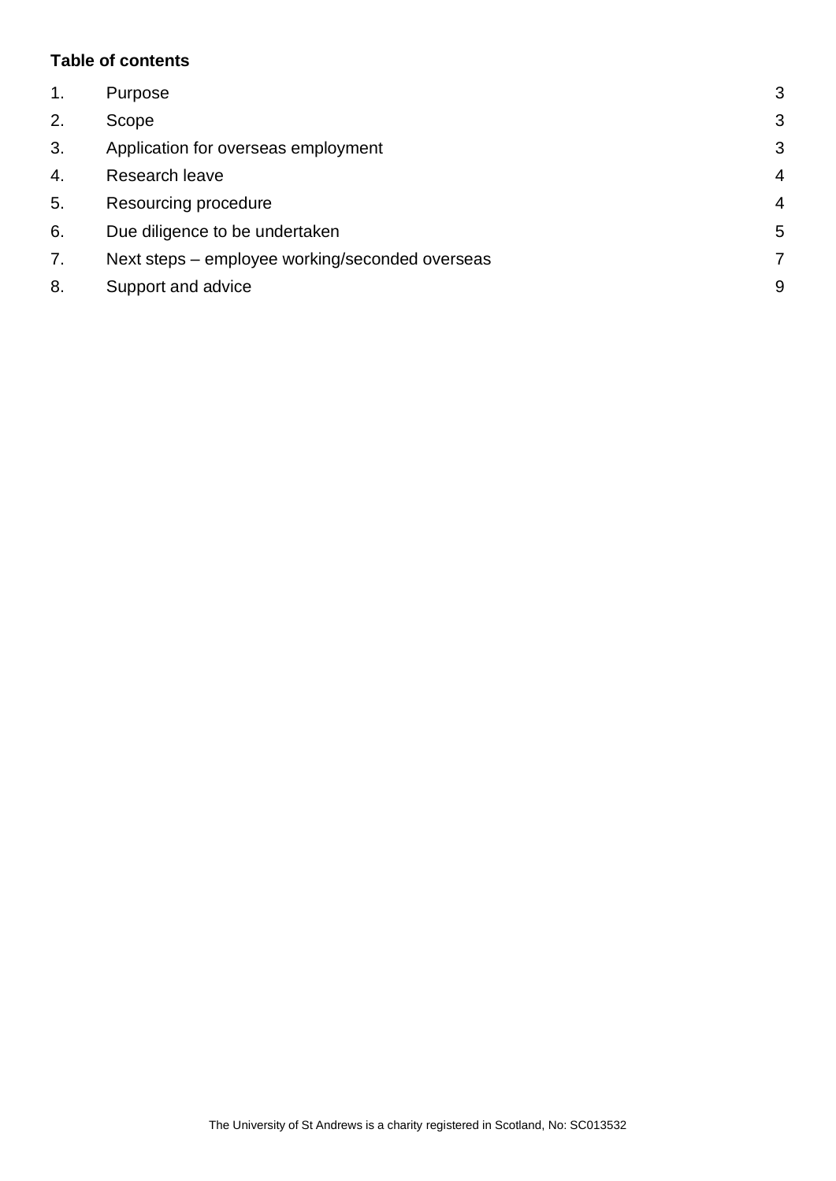**Table of contents**

| | | |
|---|---|---|
| 1. | Purpose | 3 |
| 2. | Scope | 3 |
| 3. | Application for overseas employment | 3 |
| 4. | Research leave | 4 |
| 5. | Resourcing procedure | 4 |
| 6. | Due diligence to be undertaken | 5 |
| 7. | Next steps – employee working/seconded overseas | 7 |
| 8. | Support and advice | 9 |

The University of St Andrews is a charity registered in Scotland, No: SC013532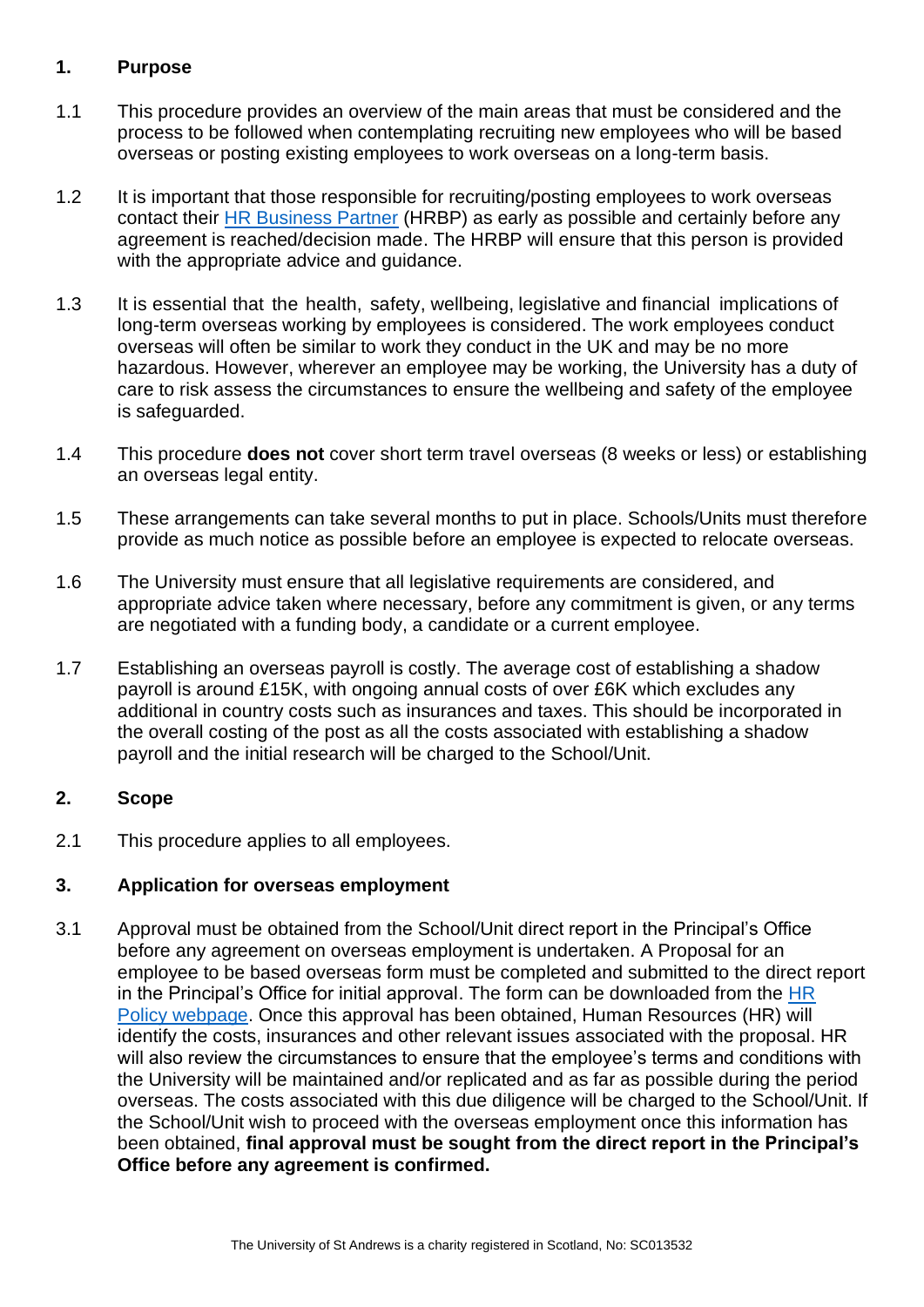## 1. Purpose

1.1 This procedure provides an overview of the main areas that must be considered and the process to be followed when contemplating recruiting new employees who will be based overseas or posting existing employees to work overseas on a long-term basis.

1.2 It is important that those responsible for recruiting/posting employees to work overseas contact their HR Business Partner (HRBP) as early as possible and certainly before any agreement is reached/decision made. The HRBP will ensure that this person is provided with the appropriate advice and guidance.

1.3 It is essential that the health, safety, wellbeing, legislative and financial implications of long-term overseas working by employees is considered. The work employees conduct overseas will often be similar to work they conduct in the UK and may be no more hazardous. However, wherever an employee may be working, the University has a duty of care to risk assess the circumstances to ensure the wellbeing and safety of the employee is safeguarded.

1.4 This procedure **does not** cover short term travel overseas (8 weeks or less) or establishing an overseas legal entity.

1.5 These arrangements can take several months to put in place. Schools/Units must therefore provide as much notice as possible before an employee is expected to relocate overseas.

1.6 The University must ensure that all legislative requirements are considered, and appropriate advice taken where necessary, before any commitment is given, or any terms are negotiated with a funding body, a candidate or a current employee.

1.7 Establishing an overseas payroll is costly. The average cost of establishing a shadow payroll is around £15K, with ongoing annual costs of over £6K which excludes any additional in country costs such as insurances and taxes. This should be incorporated in the overall costing of the post as all the costs associated with establishing a shadow payroll and the initial research will be charged to the School/Unit.

## 2. Scope

2.1 This procedure applies to all employees.

## 3. Application for overseas employment

3.1 Approval must be obtained from the School/Unit direct report in the Principal's Office before any agreement on overseas employment is undertaken. A Proposal for an employee to be based overseas form must be completed and submitted to the direct report in the Principal's Office for initial approval. The form can be downloaded from the HR Policy webpage. Once this approval has been obtained, Human Resources (HR) will identify the costs, insurances and other relevant issues associated with the proposal. HR will also review the circumstances to ensure that the employee's terms and conditions with the University will be maintained and/or replicated and as far as possible during the period overseas. The costs associated with this due diligence will be charged to the School/Unit. If the School/Unit wish to proceed with the overseas employment once this information has been obtained, **final approval must be sought from the direct report in the Principal's Office before any agreement is confirmed.**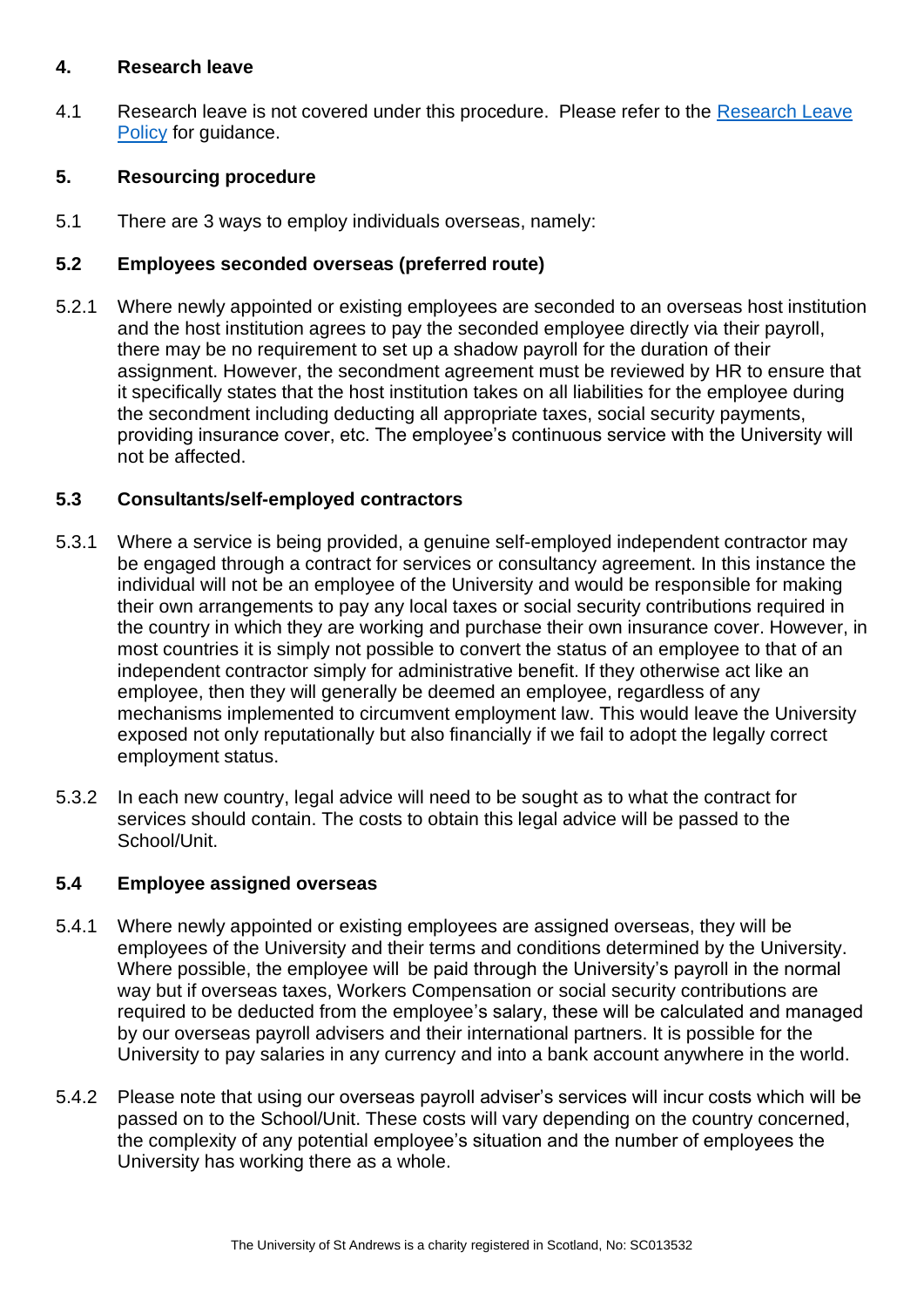## 4. Research leave

4.1 Research leave is not covered under this procedure. Please refer to the [Research Leave Policy]() for guidance.

## 5. Resourcing procedure

5.1 There are 3 ways to employ individuals overseas, namely:

### 5.2 Employees seconded overseas (preferred route)

5.2.1 Where newly appointed or existing employees are seconded to an overseas host institution and the host institution agrees to pay the seconded employee directly via their payroll, there may be no requirement to set up a shadow payroll for the duration of their assignment. However, the secondment agreement must be reviewed by HR to ensure that it specifically states that the host institution takes on all liabilities for the employee during the secondment including deducting all appropriate taxes, social security payments, providing insurance cover, etc. The employee's continuous service with the University will not be affected.

### 5.3 Consultants/self-employed contractors

5.3.1 Where a service is being provided, a genuine self-employed independent contractor may be engaged through a contract for services or consultancy agreement. In this instance the individual will not be an employee of the University and would be responsible for making their own arrangements to pay any local taxes or social security contributions required in the country in which they are working and purchase their own insurance cover. However, in most countries it is simply not possible to convert the status of an employee to that of an independent contractor simply for administrative benefit. If they otherwise act like an employee, then they will generally be deemed an employee, regardless of any mechanisms implemented to circumvent employment law. This would leave the University exposed not only reputationally but also financially if we fail to adopt the legally correct employment status.

5.3.2 In each new country, legal advice will need to be sought as to what the contract for services should contain. The costs to obtain this legal advice will be passed to the School/Unit.

### 5.4 Employee assigned overseas

5.4.1 Where newly appointed or existing employees are assigned overseas, they will be employees of the University and their terms and conditions determined by the University. Where possible, the employee will be paid through the University's payroll in the normal way but if overseas taxes, Workers Compensation or social security contributions are required to be deducted from the employee's salary, these will be calculated and managed by our overseas payroll advisers and their international partners. It is possible for the University to pay salaries in any currency and into a bank account anywhere in the world.

5.4.2 Please note that using our overseas payroll adviser's services will incur costs which will be passed on to the School/Unit. These costs will vary depending on the country concerned, the complexity of any potential employee's situation and the number of employees the University has working there as a whole.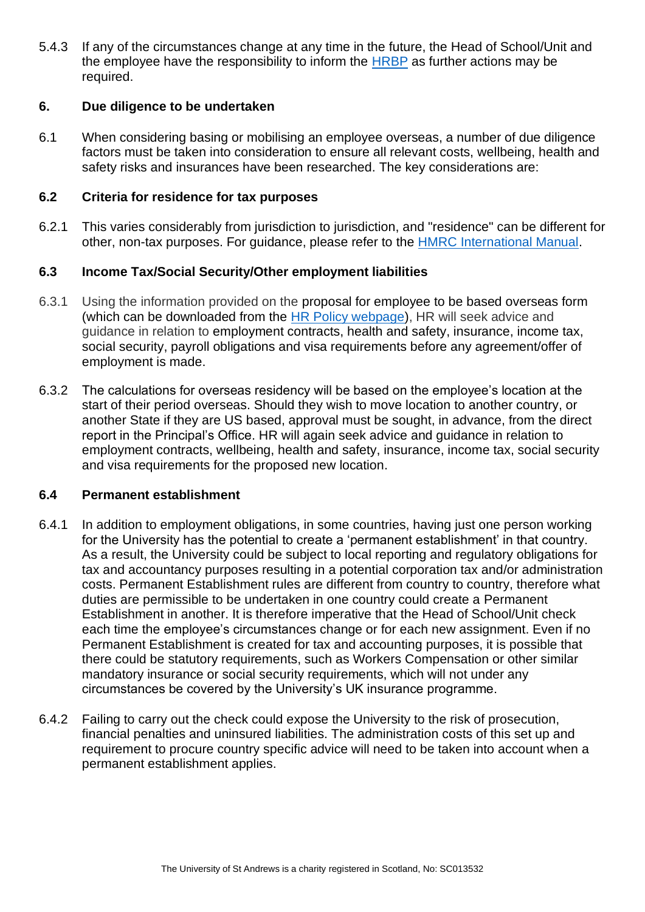5.4.3 If any of the circumstances change at any time in the future, the Head of School/Unit and the employee have the responsibility to inform the HRBP as further actions may be required.

### 6. Due diligence to be undertaken

6.1 When considering basing or mobilising an employee overseas, a number of due diligence factors must be taken into consideration to ensure all relevant costs, wellbeing, health and safety risks and insurances have been researched. The key considerations are:

### 6.2 Criteria for residence for tax purposes

6.2.1 This varies considerably from jurisdiction to jurisdiction, and "residence" can be different for other, non-tax purposes. For guidance, please refer to the HMRC International Manual.

### 6.3 Income Tax/Social Security/Other employment liabilities

6.3.1 Using the information provided on the proposal for employee to be based overseas form (which can be downloaded from the HR Policy webpage), HR will seek advice and guidance in relation to employment contracts, health and safety, insurance, income tax, social security, payroll obligations and visa requirements before any agreement/offer of employment is made.

6.3.2 The calculations for overseas residency will be based on the employee's location at the start of their period overseas. Should they wish to move location to another country, or another State if they are US based, approval must be sought, in advance, from the direct report in the Principal's Office. HR will again seek advice and guidance in relation to employment contracts, wellbeing, health and safety, insurance, income tax, social security and visa requirements for the proposed new location.

### 6.4 Permanent establishment

6.4.1 In addition to employment obligations, in some countries, having just one person working for the University has the potential to create a 'permanent establishment' in that country. As a result, the University could be subject to local reporting and regulatory obligations for tax and accountancy purposes resulting in a potential corporation tax and/or administration costs. Permanent Establishment rules are different from country to country, therefore what duties are permissible to be undertaken in one country could create a Permanent Establishment in another. It is therefore imperative that the Head of School/Unit check each time the employee's circumstances change or for each new assignment. Even if no Permanent Establishment is created for tax and accounting purposes, it is possible that there could be statutory requirements, such as Workers Compensation or other similar mandatory insurance or social security requirements, which will not under any circumstances be covered by the University's UK insurance programme.

6.4.2 Failing to carry out the check could expose the University to the risk of prosecution, financial penalties and uninsured liabilities. The administration costs of this set up and requirement to procure country specific advice will need to be taken into account when a permanent establishment applies.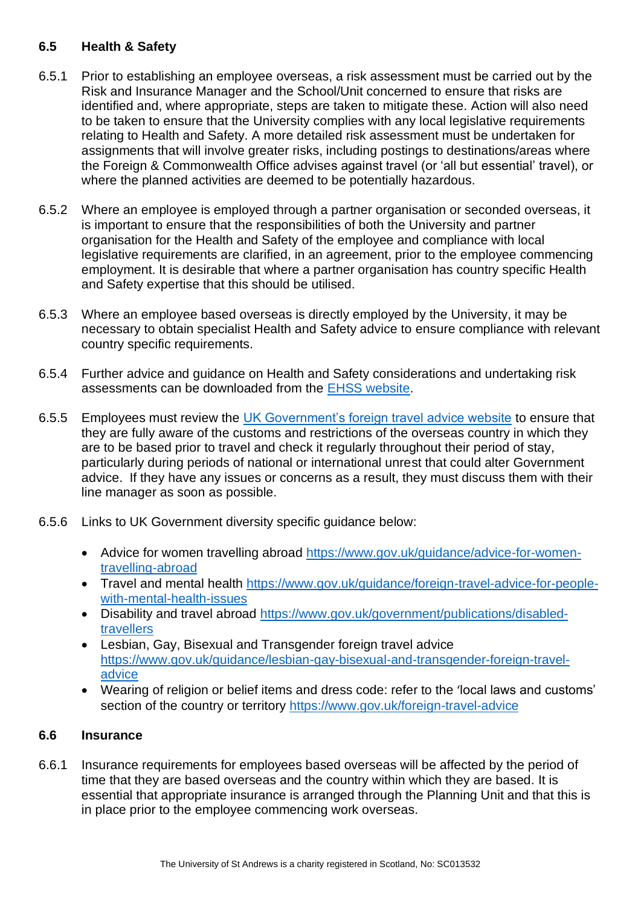### 6.5 Health & Safety

6.5.1 Prior to establishing an employee overseas, a risk assessment must be carried out by the Risk and Insurance Manager and the School/Unit concerned to ensure that risks are identified and, where appropriate, steps are taken to mitigate these. Action will also need to be taken to ensure that the University complies with any local legislative requirements relating to Health and Safety. A more detailed risk assessment must be undertaken for assignments that will involve greater risks, including postings to destinations/areas where the Foreign & Commonwealth Office advises against travel (or 'all but essential' travel), or where the planned activities are deemed to be potentially hazardous.

6.5.2 Where an employee is employed through a partner organisation or seconded overseas, it is important to ensure that the responsibilities of both the University and partner organisation for the Health and Safety of the employee and compliance with local legislative requirements are clarified, in an agreement, prior to the employee commencing employment. It is desirable that where a partner organisation has country specific Health and Safety expertise that this should be utilised.

6.5.3 Where an employee based overseas is directly employed by the University, it may be necessary to obtain specialist Health and Safety advice to ensure compliance with relevant country specific requirements.

6.5.4 Further advice and guidance on Health and Safety considerations and undertaking risk assessments can be downloaded from the EHSS website.

6.5.5 Employees must review the UK Government's foreign travel advice website to ensure that they are fully aware of the customs and restrictions of the overseas country in which they are to be based prior to travel and check it regularly throughout their period of stay, particularly during periods of national or international unrest that could alter Government advice. If they have any issues or concerns as a result, they must discuss them with their line manager as soon as possible.

6.5.6 Links to UK Government diversity specific guidance below:

- Advice for women travelling abroad https://www.gov.uk/guidance/advice-for-women-travelling-abroad
- Travel and mental health https://www.gov.uk/guidance/foreign-travel-advice-for-people-with-mental-health-issues
- Disability and travel abroad https://www.gov.uk/government/publications/disabled-travellers
- Lesbian, Gay, Bisexual and Transgender foreign travel advice https://www.gov.uk/guidance/lesbian-gay-bisexual-and-transgender-foreign-travel-advice
- Wearing of religion or belief items and dress code: refer to the 'local laws and customs' section of the country or territory https://www.gov.uk/foreign-travel-advice

### 6.6 Insurance

6.6.1 Insurance requirements for employees based overseas will be affected by the period of time that they are based overseas and the country within which they are based. It is essential that appropriate insurance is arranged through the Planning Unit and that this is in place prior to the employee commencing work overseas.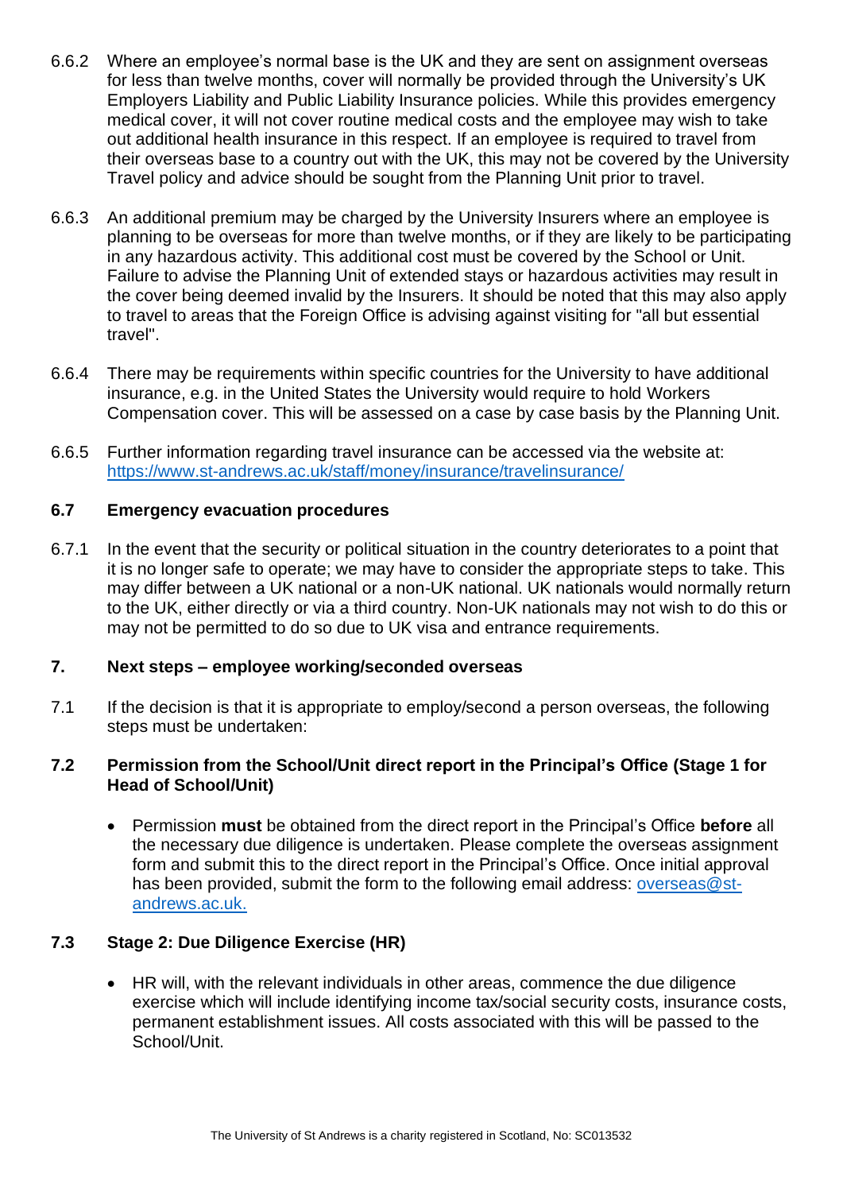6.6.2 Where an employee's normal base is the UK and they are sent on assignment overseas for less than twelve months, cover will normally be provided through the University's UK Employers Liability and Public Liability Insurance policies. While this provides emergency medical cover, it will not cover routine medical costs and the employee may wish to take out additional health insurance in this respect. If an employee is required to travel from their overseas base to a country out with the UK, this may not be covered by the University Travel policy and advice should be sought from the Planning Unit prior to travel.

6.6.3 An additional premium may be charged by the University Insurers where an employee is planning to be overseas for more than twelve months, or if they are likely to be participating in any hazardous activity. This additional cost must be covered by the School or Unit. Failure to advise the Planning Unit of extended stays or hazardous activities may result in the cover being deemed invalid by the Insurers. It should be noted that this may also apply to travel to areas that the Foreign Office is advising against visiting for "all but essential travel".

6.6.4 There may be requirements within specific countries for the University to have additional insurance, e.g. in the United States the University would require to hold Workers Compensation cover. This will be assessed on a case by case basis by the Planning Unit.

6.6.5 Further information regarding travel insurance can be accessed via the website at: [https://www.st-andrews.ac.uk/staff/money/insurance/travelinsurance/](https://www.st-andrews.ac.uk/staff/money/insurance/travelinsurance/)

### 6.7 Emergency evacuation procedures

6.7.1 In the event that the security or political situation in the country deteriorates to a point that it is no longer safe to operate; we may have to consider the appropriate steps to take. This may differ between a UK national or a non-UK national. UK nationals would normally return to the UK, either directly or via a third country. Non-UK nationals may not wish to do this or may not be permitted to do so due to UK visa and entrance requirements.

## 7. Next steps – employee working/seconded overseas

7.1 If the decision is that it is appropriate to employ/second a person overseas, the following steps must be undertaken:

### 7.2 Permission from the School/Unit direct report in the Principal's Office (Stage 1 for Head of School/Unit)

- Permission **must** be obtained from the direct report in the Principal's Office **before** all the necessary due diligence is undertaken. Please complete the overseas assignment form and submit this to the direct report in the Principal's Office. Once initial approval has been provided, submit the form to the following email address: [overseas@st-andrews.ac.uk.](mailto:overseas@st-andrews.ac.uk)

### 7.3 Stage 2: Due Diligence Exercise (HR)

- HR will, with the relevant individuals in other areas, commence the due diligence exercise which will include identifying income tax/social security costs, insurance costs, permanent establishment issues. All costs associated with this will be passed to the School/Unit.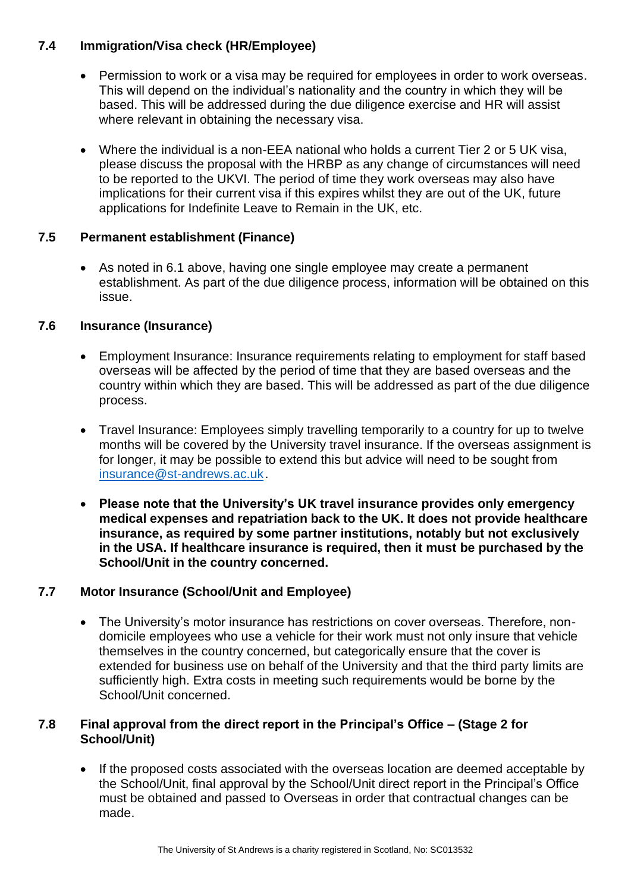### 7.4 Immigration/Visa check (HR/Employee)

- Permission to work or a visa may be required for employees in order to work overseas. This will depend on the individual's nationality and the country in which they will be based. This will be addressed during the due diligence exercise and HR will assist where relevant in obtaining the necessary visa.

- Where the individual is a non-EEA national who holds a current Tier 2 or 5 UK visa, please discuss the proposal with the HRBP as any change of circumstances will need to be reported to the UKVI. The period of time they work overseas may also have implications for their current visa if this expires whilst they are out of the UK, future applications for Indefinite Leave to Remain in the UK, etc.

### 7.5 Permanent establishment (Finance)

- As noted in 6.1 above, having one single employee may create a permanent establishment. As part of the due diligence process, information will be obtained on this issue.

### 7.6 Insurance (Insurance)

- Employment Insurance: Insurance requirements relating to employment for staff based overseas will be affected by the period of time that they are based overseas and the country within which they are based. This will be addressed as part of the due diligence process.

- Travel Insurance: Employees simply travelling temporarily to a country for up to twelve months will be covered by the University travel insurance. If the overseas assignment is for longer, it may be possible to extend this but advice will need to be sought from insurance@st-andrews.ac.uk.

- **Please note that the University's UK travel insurance provides only emergency medical expenses and repatriation back to the UK. It does not provide healthcare insurance, as required by some partner institutions, notably but not exclusively in the USA. If healthcare insurance is required, then it must be purchased by the School/Unit in the country concerned.**

### 7.7 Motor Insurance (School/Unit and Employee)

- The University's motor insurance has restrictions on cover overseas. Therefore, non-domicile employees who use a vehicle for their work must not only insure that vehicle themselves in the country concerned, but categorically ensure that the cover is extended for business use on behalf of the University and that the third party limits are sufficiently high. Extra costs in meeting such requirements would be borne by the School/Unit concerned.

### 7.8 Final approval from the direct report in the Principal's Office – (Stage 2 for School/Unit)

- If the proposed costs associated with the overseas location are deemed acceptable by the School/Unit, final approval by the School/Unit direct report in the Principal's Office must be obtained and passed to Overseas in order that contractual changes can be made.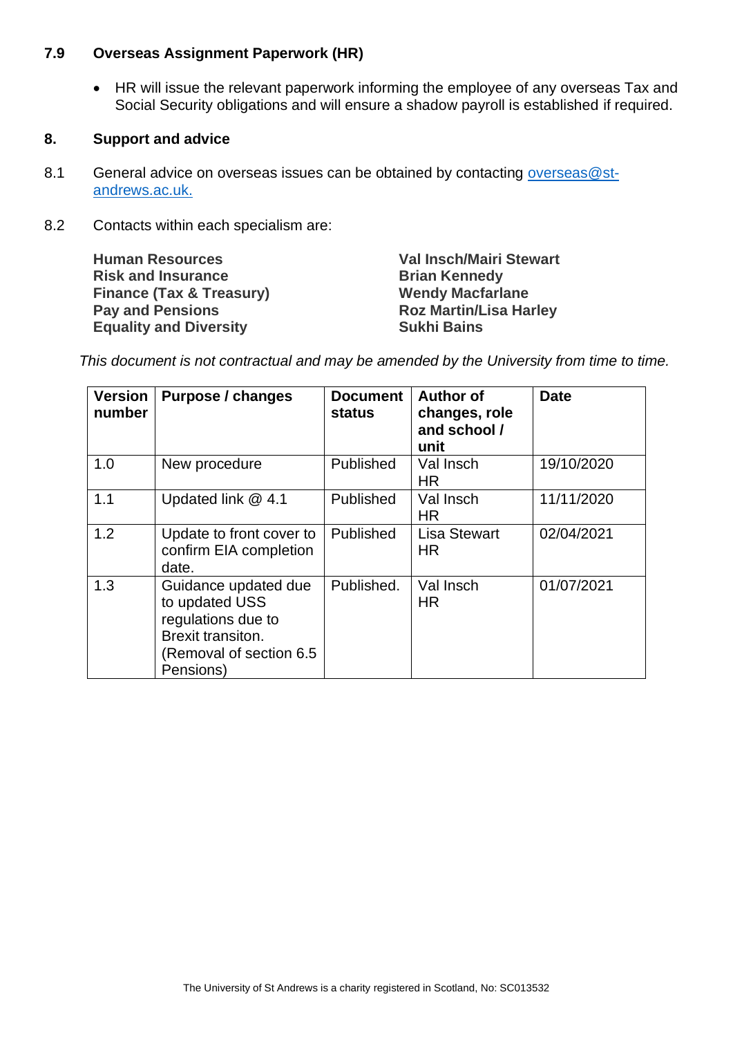### 7.9 Overseas Assignment Paperwork (HR)

- HR will issue the relevant paperwork informing the employee of any overseas Tax and Social Security obligations and will ensure a shadow payroll is established if required.

## 8. Support and advice

8.1 General advice on overseas issues can be obtained by contacting overseas@st-andrews.ac.uk.

8.2 Contacts within each specialism are:

| | |
|---|---|
| **Human Resources** | **Val Insch/Mairi Stewart** |
| **Risk and Insurance** | **Brian Kennedy** |
| **Finance (Tax & Treasury)** | **Wendy Macfarlane** |
| **Pay and Pensions** | **Roz Martin/Lisa Harley** |
| **Equality and Diversity** | **Sukhi Bains** |

*This document is not contractual and may be amended by the University from time to time.*

| Version number | Purpose / changes | Document status | Author of changes, role and school / unit | Date |
|---|---|---|---|---|
| 1.0 | New procedure | Published | Val Insch HR | 19/10/2020 |
| 1.1 | Updated link @ 4.1 | Published | Val Insch HR | 11/11/2020 |
| 1.2 | Update to front cover to confirm EIA completion date. | Published | Lisa Stewart HR | 02/04/2021 |
| 1.3 | Guidance updated due to updated USS regulations due to Brexit transiton. (Removal of section 6.5 Pensions) | Published. | Val Insch HR | 01/07/2021 |

The University of St Andrews is a charity registered in Scotland, No: SC013532